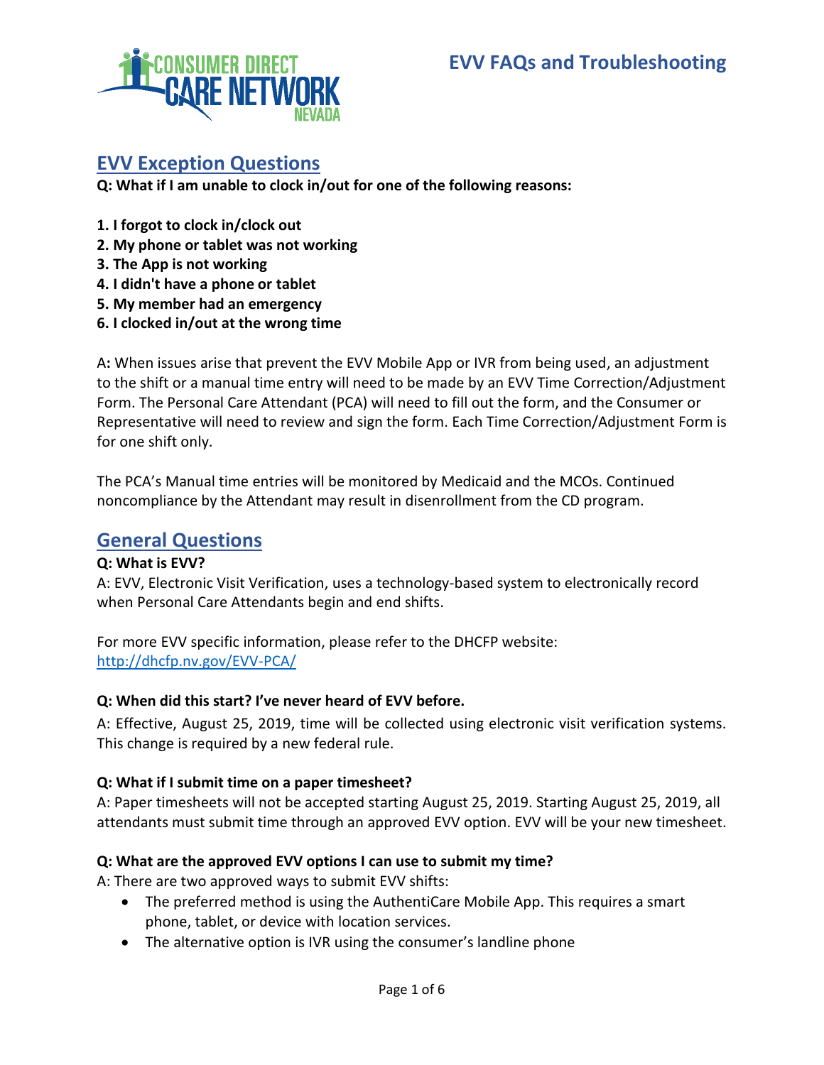# EVV FAQs and Troubleshooting

## EVV Exception Questions

**Q: What if I am unable to clock in/out for one of the following reasons:**

**1. I forgot to clock in/clock out**
**2. My phone or tablet was not working**
**3. The App is not working**
**4. I didn't have a phone or tablet**
**5. My member had an emergency**
**6. I clocked in/out at the wrong time**

A**:** When issues arise that prevent the EVV Mobile App or IVR from being used, an adjustment to the shift or a manual time entry will need to be made by an EVV Time Correction/Adjustment Form. The Personal Care Attendant (PCA) will need to fill out the form, and the Consumer or Representative will need to review and sign the form. Each Time Correction/Adjustment Form is for one shift only.

The PCA's Manual time entries will be monitored by Medicaid and the MCOs. Continued noncompliance by the Attendant may result in disenrollment from the CD program.

## General Questions

**Q: What is EVV?**
A: EVV, Electronic Visit Verification, uses a technology-based system to electronically record when Personal Care Attendants begin and end shifts.

For more EVV specific information, please refer to the DHCFP website: http://dhcfp.nv.gov/EVV-PCA/

**Q: When did this start? I've never heard of EVV before.**
A: Effective, August 25, 2019, time will be collected using electronic visit verification systems. This change is required by a new federal rule.

**Q: What if I submit time on a paper timesheet?**
A: Paper timesheets will not be accepted starting August 25, 2019. Starting August 25, 2019, all attendants must submit time through an approved EVV option. EVV will be your new timesheet.

**Q: What are the approved EVV options I can use to submit my time?**
A: There are two approved ways to submit EVV shifts:

- The preferred method is using the AuthentiCare Mobile App. This requires a smart phone, tablet, or device with location services.
- The alternative option is IVR using the consumer's landline phone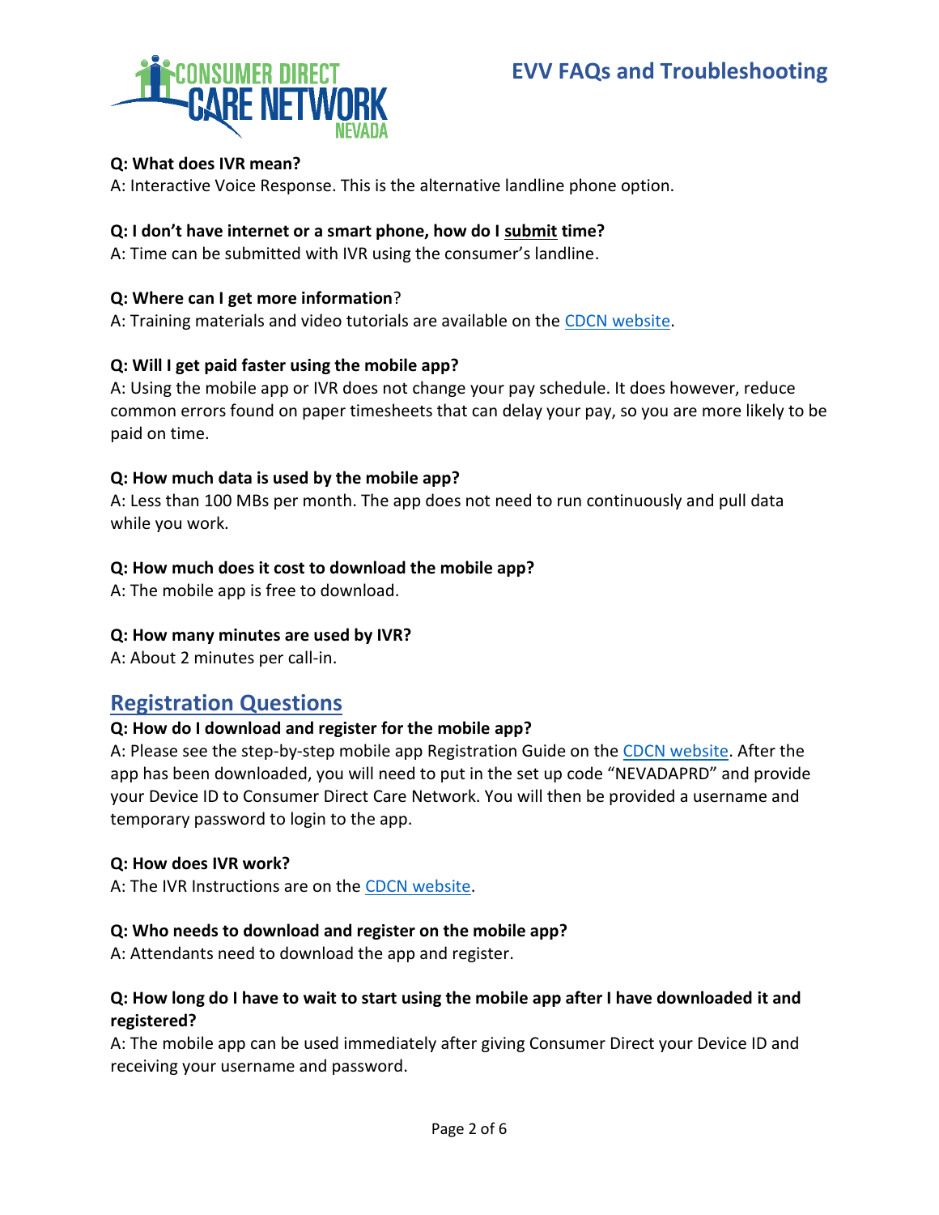**Q: What does IVR mean?**

A: Interactive Voice Response. This is the alternative landline phone option.

**Q: I don't have internet or a smart phone, how do I submit time?**

A: Time can be submitted with IVR using the consumer's landline.

**Q: Where can I get more information?**

A: Training materials and video tutorials are available on the CDCN website.

**Q: Will I get paid faster using the mobile app?**

A: Using the mobile app or IVR does not change your pay schedule. It does however, reduce common errors found on paper timesheets that can delay your pay, so you are more likely to be paid on time.

**Q: How much data is used by the mobile app?**

A: Less than 100 MBs per month. The app does not need to run continuously and pull data while you work.

**Q: How much does it cost to download the mobile app?**

A: The mobile app is free to download.

**Q: How many minutes are used by IVR?**

A: About 2 minutes per call-in.

## Registration Questions

**Q: How do I download and register for the mobile app?**

A: Please see the step-by-step mobile app Registration Guide on the CDCN website. After the app has been downloaded, you will need to put in the set up code "NEVADAPRD" and provide your Device ID to Consumer Direct Care Network. You will then be provided a username and temporary password to login to the app.

**Q: How does IVR work?**

A: The IVR Instructions are on the CDCN website.

**Q: Who needs to download and register on the mobile app?**

A: Attendants need to download the app and register.

**Q: How long do I have to wait to start using the mobile app after I have downloaded it and registered?**

A: The mobile app can be used immediately after giving Consumer Direct your Device ID and receiving your username and password.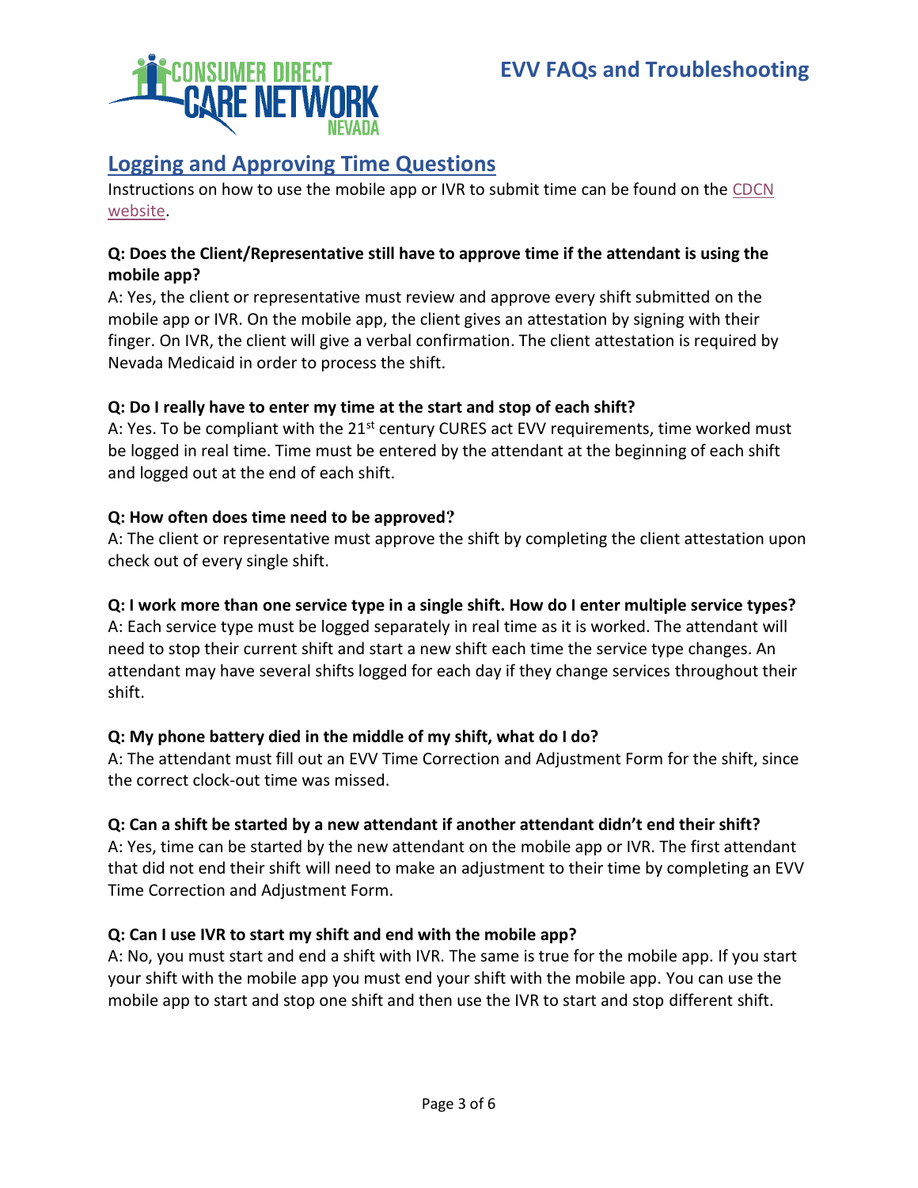## Logging and Approving Time Questions

Instructions on how to use the mobile app or IVR to submit time can be found on the [CDCN website](CDCN website).

**Q: Does the Client/Representative still have to approve time if the attendant is using the mobile app?**
A: Yes, the client or representative must review and approve every shift submitted on the mobile app or IVR. On the mobile app, the client gives an attestation by signing with their finger. On IVR, the client will give a verbal confirmation. The client attestation is required by Nevada Medicaid in order to process the shift.

**Q: Do I really have to enter my time at the start and stop of each shift?**
A: Yes. To be compliant with the 21st century CURES act EVV requirements, time worked must be logged in real time. Time must be entered by the attendant at the beginning of each shift and logged out at the end of each shift.

**Q: How often does time need to be approved?**
A: The client or representative must approve the shift by completing the client attestation upon check out of every single shift.

**Q: I work more than one service type in a single shift. How do I enter multiple service types?**
A: Each service type must be logged separately in real time as it is worked. The attendant will need to stop their current shift and start a new shift each time the service type changes. An attendant may have several shifts logged for each day if they change services throughout their shift.

**Q: My phone battery died in the middle of my shift, what do I do?**
A: The attendant must fill out an EVV Time Correction and Adjustment Form for the shift, since the correct clock-out time was missed.

**Q: Can a shift be started by a new attendant if another attendant didn't end their shift?**
A: Yes, time can be started by the new attendant on the mobile app or IVR. The first attendant that did not end their shift will need to make an adjustment to their time by completing an EVV Time Correction and Adjustment Form.

**Q: Can I use IVR to start my shift and end with the mobile app?**
A: No, you must start and end a shift with IVR. The same is true for the mobile app. If you start your shift with the mobile app you must end your shift with the mobile app. You can use the mobile app to start and stop one shift and then use the IVR to start and stop different shift.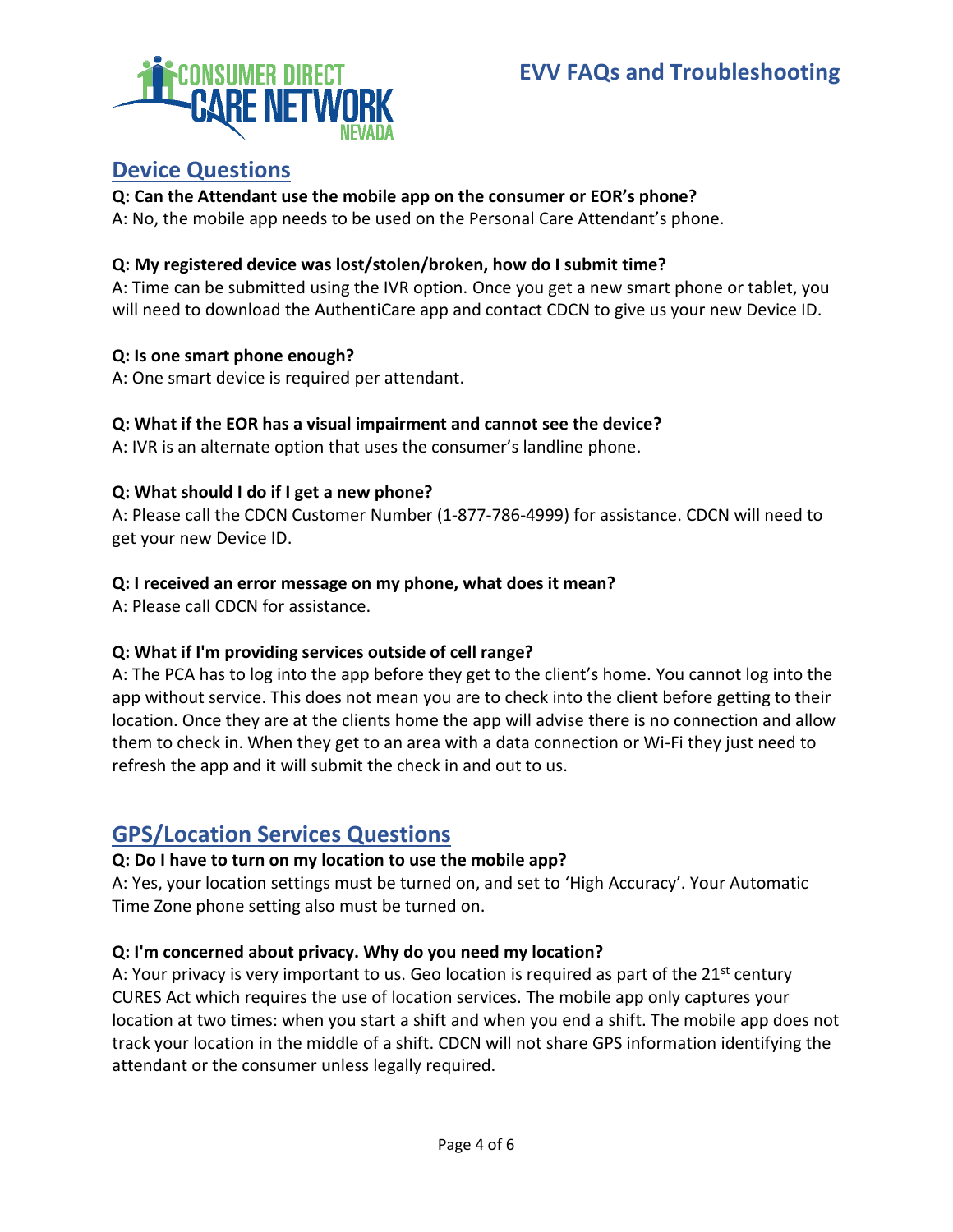# EVV FAQs and Troubleshooting

## Device Questions

**Q: Can the Attendant use the mobile app on the consumer or EOR's phone?**
A: No, the mobile app needs to be used on the Personal Care Attendant's phone.

**Q: My registered device was lost/stolen/broken, how do I submit time?**
A: Time can be submitted using the IVR option. Once you get a new smart phone or tablet, you will need to download the AuthentiCare app and contact CDCN to give us your new Device ID.

**Q: Is one smart phone enough?**
A: One smart device is required per attendant.

**Q: What if the EOR has a visual impairment and cannot see the device?**
A: IVR is an alternate option that uses the consumer's landline phone.

**Q: What should I do if I get a new phone?**
A: Please call the CDCN Customer Number (1-877-786-4999) for assistance. CDCN will need to get your new Device ID.

**Q: I received an error message on my phone, what does it mean?**
A: Please call CDCN for assistance.

**Q: What if I'm providing services outside of cell range?**
A: The PCA has to log into the app before they get to the client's home. You cannot log into the app without service. This does not mean you are to check into the client before getting to their location. Once they are at the clients home the app will advise there is no connection and allow them to check in. When they get to an area with a data connection or Wi-Fi they just need to refresh the app and it will submit the check in and out to us.

## GPS/Location Services Questions

**Q: Do I have to turn on my location to use the mobile app?**
A: Yes, your location settings must be turned on, and set to 'High Accuracy'. Your Automatic Time Zone phone setting also must be turned on.

**Q: I'm concerned about privacy. Why do you need my location?**
A: Your privacy is very important to us. Geo location is required as part of the 21st century CURES Act which requires the use of location services. The mobile app only captures your location at two times: when you start a shift and when you end a shift. The mobile app does not track your location in the middle of a shift. CDCN will not share GPS information identifying the attendant or the consumer unless legally required.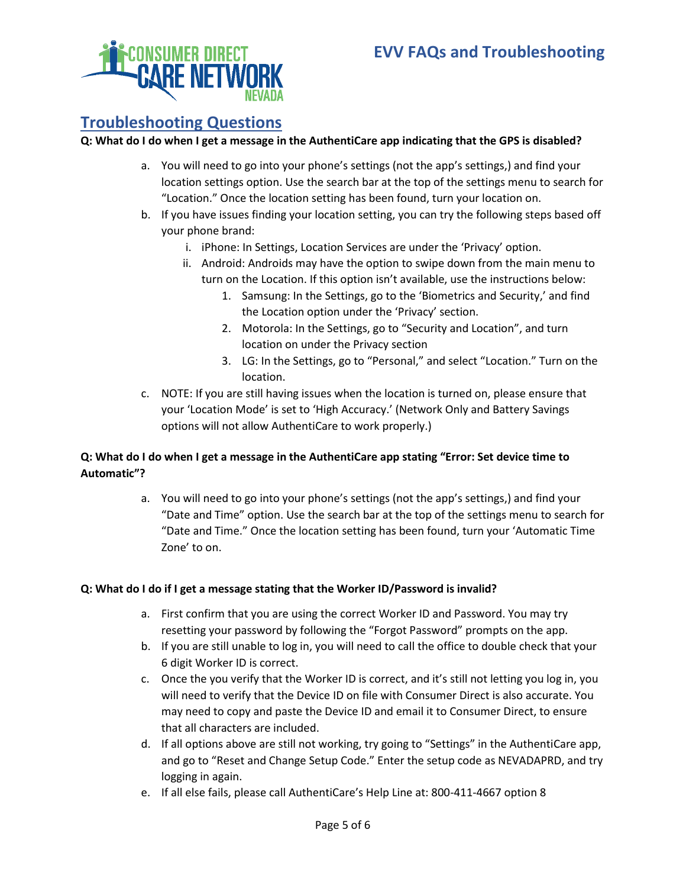## Troubleshooting Questions

**Q: What do I do when I get a message in the AuthentiCare app indicating that the GPS is disabled?**

a. You will need to go into your phone's settings (not the app's settings,) and find your location settings option. Use the search bar at the top of the settings menu to search for "Location." Once the location setting has been found, turn your location on.
b. If you have issues finding your location setting, you can try the following steps based off your phone brand:
   i. iPhone: In Settings, Location Services are under the 'Privacy' option.
   ii. Android: Androids may have the option to swipe down from the main menu to turn on the Location. If this option isn't available, use the instructions below:
      1. Samsung: In the Settings, go to the 'Biometrics and Security,' and find the Location option under the 'Privacy' section.
      2. Motorola: In the Settings, go to "Security and Location", and turn location on under the Privacy section
      3. LG: In the Settings, go to "Personal," and select "Location." Turn on the location.
c. NOTE: If you are still having issues when the location is turned on, please ensure that your 'Location Mode' is set to 'High Accuracy.' (Network Only and Battery Savings options will not allow AuthentiCare to work properly.)

**Q: What do I do when I get a message in the AuthentiCare app stating "Error: Set device time to Automatic"?**

a. You will need to go into your phone's settings (not the app's settings,) and find your "Date and Time" option. Use the search bar at the top of the settings menu to search for "Date and Time." Once the location setting has been found, turn your 'Automatic Time Zone' to on.

**Q: What do I do if I get a message stating that the Worker ID/Password is invalid?**

a. First confirm that you are using the correct Worker ID and Password. You may try resetting your password by following the "Forgot Password" prompts on the app.
b. If you are still unable to log in, you will need to call the office to double check that your 6 digit Worker ID is correct.
c. Once the you verify that the Worker ID is correct, and it's still not letting you log in, you will need to verify that the Device ID on file with Consumer Direct is also accurate. You may need to copy and paste the Device ID and email it to Consumer Direct, to ensure that all characters are included.
d. If all options above are still not working, try going to "Settings" in the AuthentiCare app, and go to "Reset and Change Setup Code." Enter the setup code as NEVADAPRD, and try logging in again.
e. If all else fails, please call AuthentiCare's Help Line at: 800-411-4667 option 8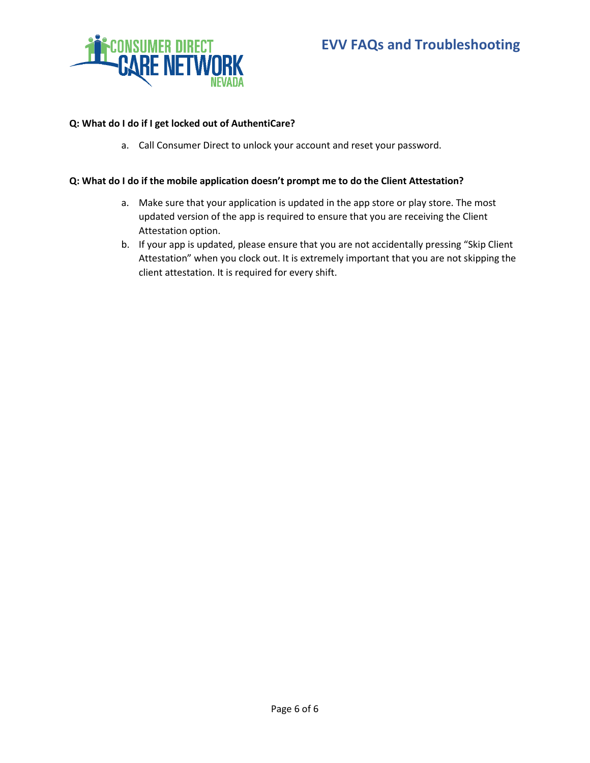**Q: What do I do if I get locked out of AuthentiCare?**

a. Call Consumer Direct to unlock your account and reset your password.

**Q: What do I do if the mobile application doesn't prompt me to do the Client Attestation?**

a. Make sure that your application is updated in the app store or play store. The most updated version of the app is required to ensure that you are receiving the Client Attestation option.
b. If your app is updated, please ensure that you are not accidentally pressing "Skip Client Attestation" when you clock out. It is extremely important that you are not skipping the client attestation. It is required for every shift.